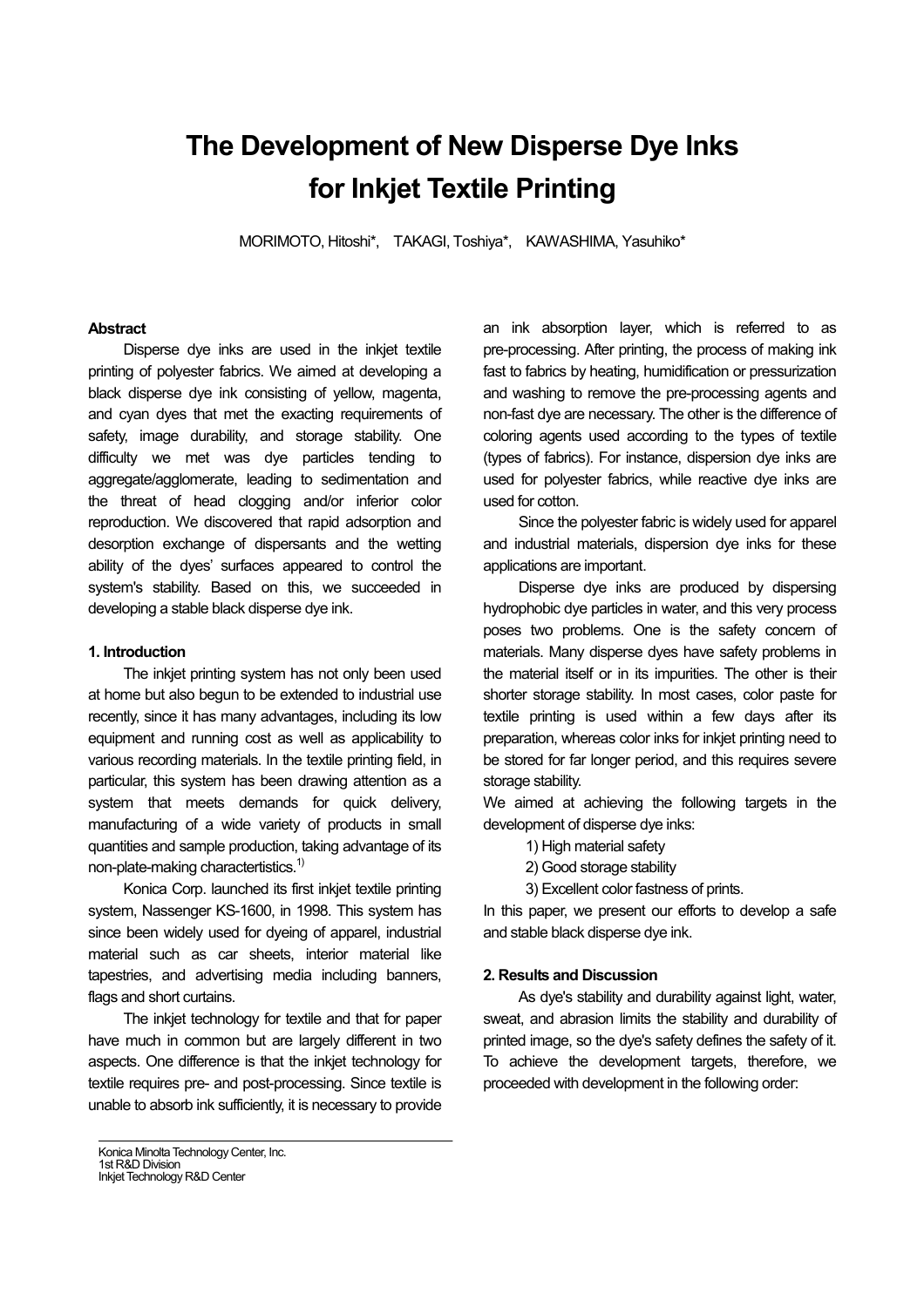# The Development of New Disperse Dye Inks for Inkjet Textile Printing

MORIMOTO, Hitoshi\*, TAKAGI, Toshiya\*, KAWASHIMA, Yasuhiko\*

**Abstract**

Disperse dye inks are used in the inkjet textile printing of polyester fabrics. We aimed at developing a black disperse dye ink consisting of yellow, magenta, and cyan dyes that met the exacting requirements of safety, image durability, and storage stability. One difficulty we met was dye particles tending to aggregate/agglomerate, leading to sedimentation and the threat of head clogging and/or inferior color reproduction. We discovered that rapid adsorption and desorption exchange of dispersants and the wetting ability of the dyes' surfaces appeared to control the system's stability. Based on this, we succeeded in developing a stable black disperse dye ink.

**1. Introduction**

The inkjet printing system has not only been used at home but also begun to be extended to industrial use recently, since it has many advantages, including its low equipment and running cost as well as applicability to various recording materials. In the textile printing field, in particular, this system has been drawing attention as a system that meets demands for quick delivery, manufacturing of a wide variety of products in small quantities and sample production, taking advantage of its non-plate-making charactertistics.[1)]

Konica Corp. launched its first inkjet textile printing system, Nassenger KS-1600, in 1998. This system has since been widely used for dyeing of apparel, industrial material such as car sheets, interior material like tapestries, and advertising media including banners, flags and short curtains.

The inkjet technology for textile and that for paper have much in common but are largely different in two aspects. One difference is that the inkjet technology for textile requires pre- and post-processing. Since textile is unable to absorb ink sufficiently, it is necessary to provide an ink absorption layer, which is referred to as pre-processing. After printing, the process of making ink fast to fabrics by heating, humidification or pressurization and washing to remove the pre-processing agents and non-fast dye are necessary. The other is the difference of coloring agents used according to the types of textile (types of fabrics). For instance, dispersion dye inks are used for polyester fabrics, while reactive dye inks are used for cotton.

Since the polyester fabric is widely used for apparel and industrial materials, dispersion dye inks for these applications are important.

Disperse dye inks are produced by dispersing hydrophobic dye particles in water, and this very process poses two problems. One is the safety concern of materials. Many disperse dyes have safety problems in the material itself or in its impurities. The other is their shorter storage stability. In most cases, color paste for textile printing is used within a few days after its preparation, whereas color inks for inkjet printing need to be stored for far longer period, and this requires severe storage stability.

We aimed at achieving the following targets in the development of disperse dye inks:

1) High material safety
2) Good storage stability
3) Excellent color fastness of prints.

In this paper, we present our efforts to develop a safe and stable black disperse dye ink.

**2. Results and Discussion**

As dye's stability and durability against light, water, sweat, and abrasion limits the stability and durability of printed image, so the dye's safety defines the safety of it. To achieve the development targets, therefore, we proceeded with development in the following order:

Konica Minolta Technology Center, Inc.
1st R&D Division
Inkjet Technology R&D Center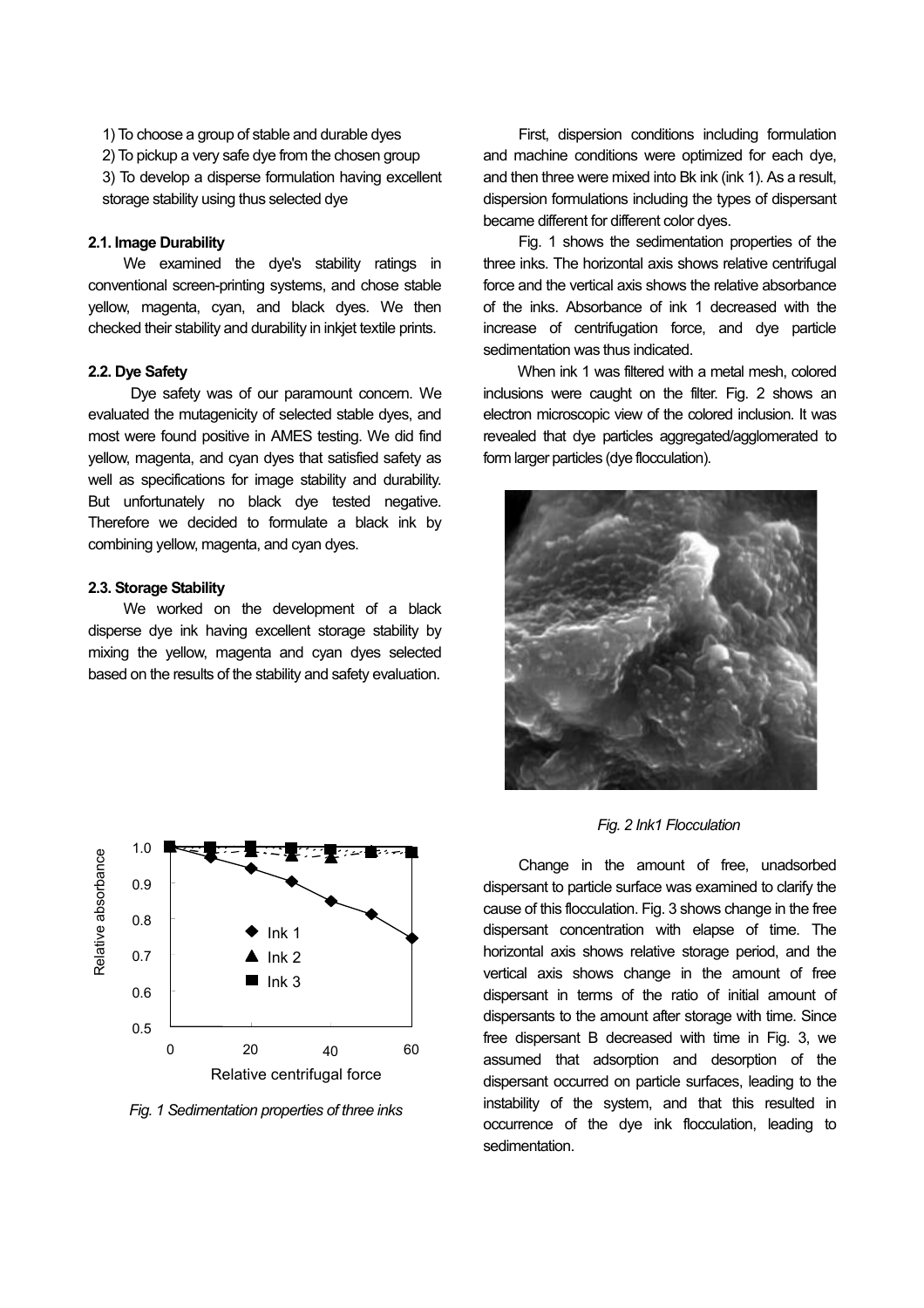1) To choose a group of stable and durable dyes
2) To pickup a very safe dye from the chosen group
3) To develop a disperse formulation having excellent storage stability using thus selected dye

### 2.1. Image Durability

We examined the dye's stability ratings in conventional screen-printing systems, and chose stable yellow, magenta, cyan, and black dyes. We then checked their stability and durability in inkjet textile prints.

### 2.2. Dye Safety

Dye safety was of our paramount concern. We evaluated the mutagenicity of selected stable dyes, and most were found positive in AMES testing. We did find yellow, magenta, and cyan dyes that satisfied safety as well as specifications for image stability and durability. But unfortunately no black dye tested negative. Therefore we decided to formulate a black ink by combining yellow, magenta, and cyan dyes.

### 2.3. Storage Stability

We worked on the development of a black disperse dye ink having excellent storage stability by mixing the yellow, magenta and cyan dyes selected based on the results of the stability and safety evaluation.

*Fig. 1 Sedimentation properties of three inks*

First, dispersion conditions including formulation and machine conditions were optimized for each dye, and then three were mixed into Bk ink (ink 1). As a result, dispersion formulations including the types of dispersant became different for different color dyes.

Fig. 1 shows the sedimentation properties of the three inks. The horizontal axis shows relative centrifugal force and the vertical axis shows the relative absorbance of the inks. Absorbance of ink 1 decreased with the increase of centrifugation force, and dye particle sedimentation was thus indicated.

When ink 1 was filtered with a metal mesh, colored inclusions were caught on the filter. Fig. 2 shows an electron microscopic view of the colored inclusion. It was revealed that dye particles aggregated/agglomerated to form larger particles (dye flocculation).

*Fig. 2 Ink1 Flocculation*

Change in the amount of free, unadsorbed dispersant to particle surface was examined to clarify the cause of this flocculation. Fig. 3 shows change in the free dispersant concentration with elapse of time. The horizontal axis shows relative storage period, and the vertical axis shows change in the amount of free dispersant in terms of the ratio of initial amount of dispersants to the amount after storage with time. Since free dispersant B decreased with time in Fig. 3, we assumed that adsorption and desorption of the dispersant occurred on particle surfaces, leading to the instability of the system, and that this resulted in occurrence of the dye ink flocculation, leading to sedimentation.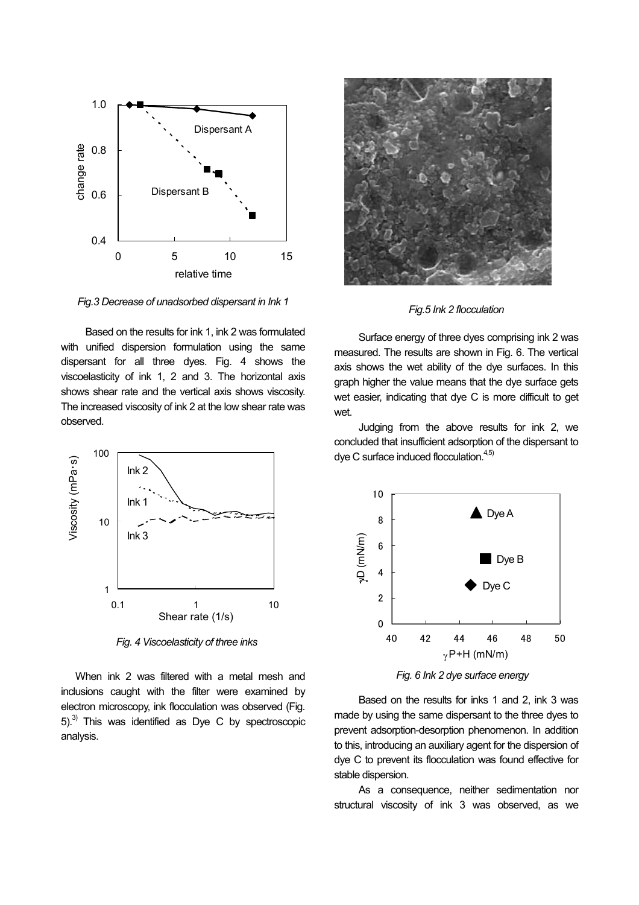*Fig.3 Decrease of unadsorbed dispersant in Ink 1*

Based on the results for ink 1, ink 2 was formulated with unified dispersion formulation using the same dispersant for all three dyes. Fig. 4 shows the viscoelasticity of ink 1, 2 and 3. The horizontal axis shows shear rate and the vertical axis shows viscosity. The increased viscosity of ink 2 at the low shear rate was observed.

*Fig. 4 Viscoelasticity of three inks*

When ink 2 was filtered with a metal mesh and inclusions caught with the filter were examined by electron microscopy, ink flocculation was observed (Fig. 5).[3] This was identified as Dye C by spectroscopic analysis.

*Fig.5 Ink 2 flocculation*

Surface energy of three dyes comprising ink 2 was measured. The results are shown in Fig. 6. The vertical axis shows the wet ability of the dye surfaces. In this graph higher the value means that the dye surface gets wet easier, indicating that dye C is more difficult to get wet.

Judging from the above results for ink 2, we concluded that insufficient adsorption of the dispersant to dye C surface induced flocculation.[4,5]

*Fig. 6 Ink 2 dye surface energy*

Based on the results for inks 1 and 2, ink 3 was made by using the same dispersant to the three dyes to prevent adsorption-desorption phenomenon. In addition to this, introducing an auxiliary agent for the dispersion of dye C to prevent its flocculation was found effective for stable dispersion.

As a consequence, neither sedimentation nor structural viscosity of ink 3 was observed, as we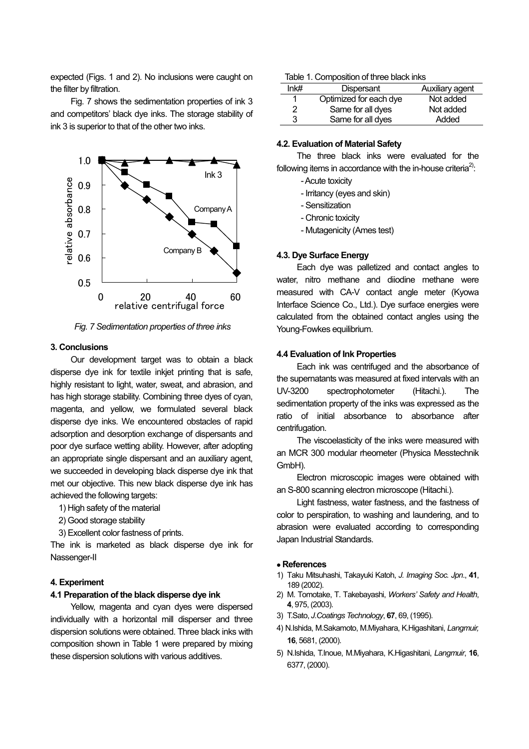expected (Figs. 1 and 2). No inclusions were caught on the filter by filtration.

Fig. 7 shows the sedimentation properties of ink 3 and competitors' black dye inks. The storage stability of ink 3 is superior to that of the other two inks.

1.0
0.9
0.8
0.7
0.6
0.5
relative absorbance
0
20
40
60
relative centrifugal force
Ink 3
Company A
Company B

*Fig. 7 Sedimentation properties of three inks*

### 3. Conclusions

Our development target was to obtain a black disperse dye ink for textile inkjet printing that is safe, highly resistant to light, water, sweat, and abrasion, and has high storage stability. Combining three dyes of cyan, magenta, and yellow, we formulated several black disperse dye inks. We encountered obstacles of rapid adsorption and desorption exchange of dispersants and poor dye surface wetting ability. However, after adopting an appropriate single dispersant and an auxiliary agent, we succeeded in developing black disperse dye ink that met our objective. This new black disperse dye ink has achieved the following targets:

1) High safety of the material
2) Good storage stability
3) Excellent color fastness of prints.

The ink is marketed as black disperse dye ink for Nassenger-II

### 4. Experiment

#### 4.1 Preparation of the black disperse dye ink

Yellow, magenta and cyan dyes were dispersed individually with a horizontal mill disperser and three dispersion solutions were obtained. Three black inks with composition shown in Table 1 were prepared by mixing these dispersion solutions with various additives.

Table 1. Composition of three black inks

| Ink# | Dispersant | Auxiliary agent |
|---|---|---|
| 1 | Optimized for each dye | Not added |
| 2 | Same for all dyes | Not added |
| 3 | Same for all dyes | Added |

#### 4.2. Evaluation of Material Safety

The three black inks were evaluated for the following items in accordance with the in-house criteria[2]:

- Acute toxicity
- Irritancy (eyes and skin)
- Sensitization
- Chronic toxicity
- Mutagenicity (Ames test)

#### 4.3. Dye Surface Energy

Each dye was palletized and contact angles to water, nitro methane and diiodine methane were measured with CA-V contact angle meter (Kyowa Interface Science Co., Ltd.). Dye surface energies were calculated from the obtained contact angles using the Young-Fowkes equilibrium.

#### 4.4 Evaluation of Ink Properties

Each ink was centrifuged and the absorbance of the supernatants was measured at fixed intervals with an UV-3200 spectrophotometer (Hitachi.). The sedimentation property of the inks was expressed as the ratio of initial absorbance to absorbance after centrifugation.

The viscoelasticity of the inks were measured with an MCR 300 modular rheometer (Physica Messtechnik GmbH).

Electron microscopic images were obtained with an S-800 scanning electron microscope (Hitachi.).

Light fastness, water fastness, and the fastness of color to perspiration, to washing and laundering, and to abrasion were evaluated according to corresponding Japan Industrial Standards.

### • References

1) Taku Mitsuhashi, Takayuki Katoh, *J. Imaging Soc. Jpn*., **41**, 189 (2002).
2) M. Tomotake, T. Takebayashi, *Workers' Safety and Health*, **4**, 975, (2003).
3) T.Sato, *J.Coatings Technology*, **67**, 69, (1995).
4) N.Ishida, M.Sakamoto, M.Miyahara, K.Higashitani, *Langmuir,* **16**, 5681, (2000).
5) N.Ishida, T.Inoue, M.Miyahara, K.Higashitani, *Langmuir*, **16**, 6377, (2000).